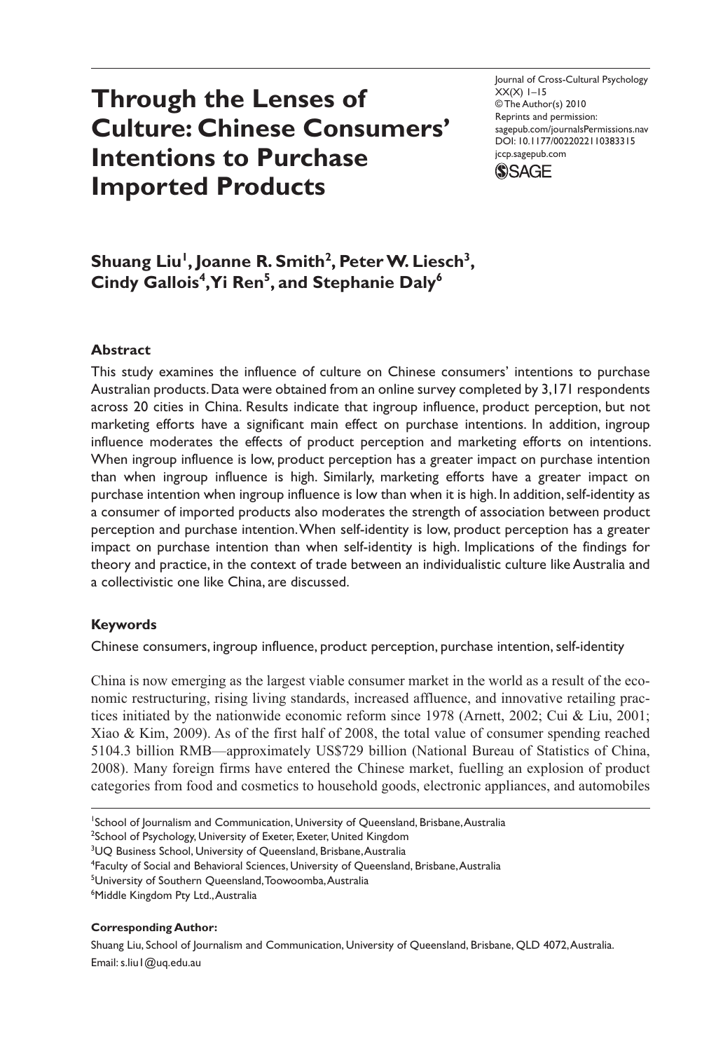# Through the Lenses of Culture: Chinese Consumers' Intentions to Purchase Imported Products

Journal of Cross-Cultural Psychology
XX(X) 1–15
© The Author(s) 2010
Reprints and permission:
sagepub.com/journalsPermissions.nav
DOI: 10.1177/0022022110383315
jccp.sagepub.com

**Shuang Liu[1], Joanne R. Smith[2], Peter W. Liesch[3], Cindy Gallois[4], Yi Ren[5], and Stephanie Daly[6]**

## Abstract

This study examines the influence of culture on Chinese consumers' intentions to purchase Australian products. Data were obtained from an online survey completed by 3,171 respondents across 20 cities in China. Results indicate that ingroup influence, product perception, but not marketing efforts have a significant main effect on purchase intentions. In addition, ingroup influence moderates the effects of product perception and marketing efforts on intentions. When ingroup influence is low, product perception has a greater impact on purchase intention than when ingroup influence is high. Similarly, marketing efforts have a greater impact on purchase intention when ingroup influence is low than when it is high. In addition, self-identity as a consumer of imported products also moderates the strength of association between product perception and purchase intention. When self-identity is low, product perception has a greater impact on purchase intention than when self-identity is high. Implications of the findings for theory and practice, in the context of trade between an individualistic culture like Australia and a collectivistic one like China, are discussed.

## Keywords

Chinese consumers, ingroup influence, product perception, purchase intention, self-identity

China is now emerging as the largest viable consumer market in the world as a result of the economic restructuring, rising living standards, increased affluence, and innovative retailing practices initiated by the nationwide economic reform since 1978 (Arnett, 2002; Cui & Liu, 2001; Xiao & Kim, 2009). As of the first half of 2008, the total value of consumer spending reached 5104.3 billion RMB—approximately US$729 billion (National Bureau of Statistics of China, 2008). Many foreign firms have entered the Chinese market, fuelling an explosion of product categories from food and cosmetics to household goods, electronic appliances, and automobiles

[1]School of Journalism and Communication, University of Queensland, Brisbane, Australia
[2]School of Psychology, University of Exeter, Exeter, United Kingdom
[3]UQ Business School, University of Queensland, Brisbane, Australia
[4]Faculty of Social and Behavioral Sciences, University of Queensland, Brisbane, Australia
[5]University of Southern Queensland, Toowoomba, Australia
[6]Middle Kingdom Pty Ltd., Australia

**Corresponding Author:**
Shuang Liu, School of Journalism and Communication, University of Queensland, Brisbane, QLD 4072, Australia.
Email: s.liu1@uq.edu.au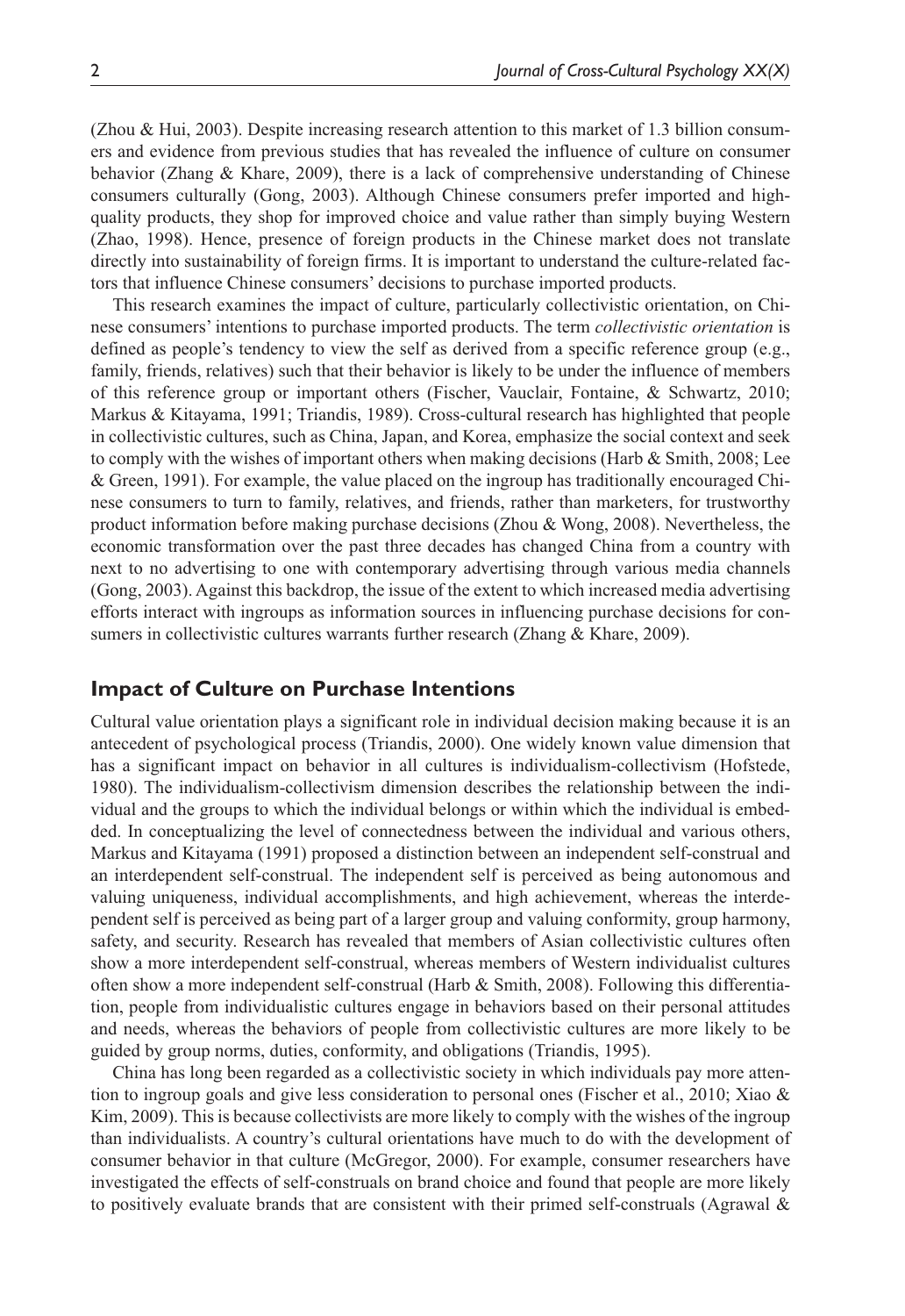(Zhou & Hui, 2003). Despite increasing research attention to this market of 1.3 billion consumers and evidence from previous studies that has revealed the influence of culture on consumer behavior (Zhang & Khare, 2009), there is a lack of comprehensive understanding of Chinese consumers culturally (Gong, 2003). Although Chinese consumers prefer imported and high-quality products, they shop for improved choice and value rather than simply buying Western (Zhao, 1998). Hence, presence of foreign products in the Chinese market does not translate directly into sustainability of foreign firms. It is important to understand the culture-related factors that influence Chinese consumers' decisions to purchase imported products.

This research examines the impact of culture, particularly collectivistic orientation, on Chinese consumers' intentions to purchase imported products. The term *collectivistic orientation* is defined as people's tendency to view the self as derived from a specific reference group (e.g., family, friends, relatives) such that their behavior is likely to be under the influence of members of this reference group or important others (Fischer, Vauclair, Fontaine, & Schwartz, 2010; Markus & Kitayama, 1991; Triandis, 1989). Cross-cultural research has highlighted that people in collectivistic cultures, such as China, Japan, and Korea, emphasize the social context and seek to comply with the wishes of important others when making decisions (Harb & Smith, 2008; Lee & Green, 1991). For example, the value placed on the ingroup has traditionally encouraged Chinese consumers to turn to family, relatives, and friends, rather than marketers, for trustworthy product information before making purchase decisions (Zhou & Wong, 2008). Nevertheless, the economic transformation over the past three decades has changed China from a country with next to no advertising to one with contemporary advertising through various media channels (Gong, 2003). Against this backdrop, the issue of the extent to which increased media advertising efforts interact with ingroups as information sources in influencing purchase decisions for consumers in collectivistic cultures warrants further research (Zhang & Khare, 2009).

## Impact of Culture on Purchase Intentions

Cultural value orientation plays a significant role in individual decision making because it is an antecedent of psychological process (Triandis, 2000). One widely known value dimension that has a significant impact on behavior in all cultures is individualism-collectivism (Hofstede, 1980). The individualism-collectivism dimension describes the relationship between the individual and the groups to which the individual belongs or within which the individual is embedded. In conceptualizing the level of connectedness between the individual and various others, Markus and Kitayama (1991) proposed a distinction between an independent self-construal and an interdependent self-construal. The independent self is perceived as being autonomous and valuing uniqueness, individual accomplishments, and high achievement, whereas the interdependent self is perceived as being part of a larger group and valuing conformity, group harmony, safety, and security. Research has revealed that members of Asian collectivistic cultures often show a more interdependent self-construal, whereas members of Western individualist cultures often show a more independent self-construal (Harb & Smith, 2008). Following this differentiation, people from individualistic cultures engage in behaviors based on their personal attitudes and needs, whereas the behaviors of people from collectivistic cultures are more likely to be guided by group norms, duties, conformity, and obligations (Triandis, 1995).

China has long been regarded as a collectivistic society in which individuals pay more attention to ingroup goals and give less consideration to personal ones (Fischer et al., 2010; Xiao & Kim, 2009). This is because collectivists are more likely to comply with the wishes of the ingroup than individualists. A country's cultural orientations have much to do with the development of consumer behavior in that culture (McGregor, 2000). For example, consumer researchers have investigated the effects of self-construals on brand choice and found that people are more likely to positively evaluate brands that are consistent with their primed self-construals (Agrawal &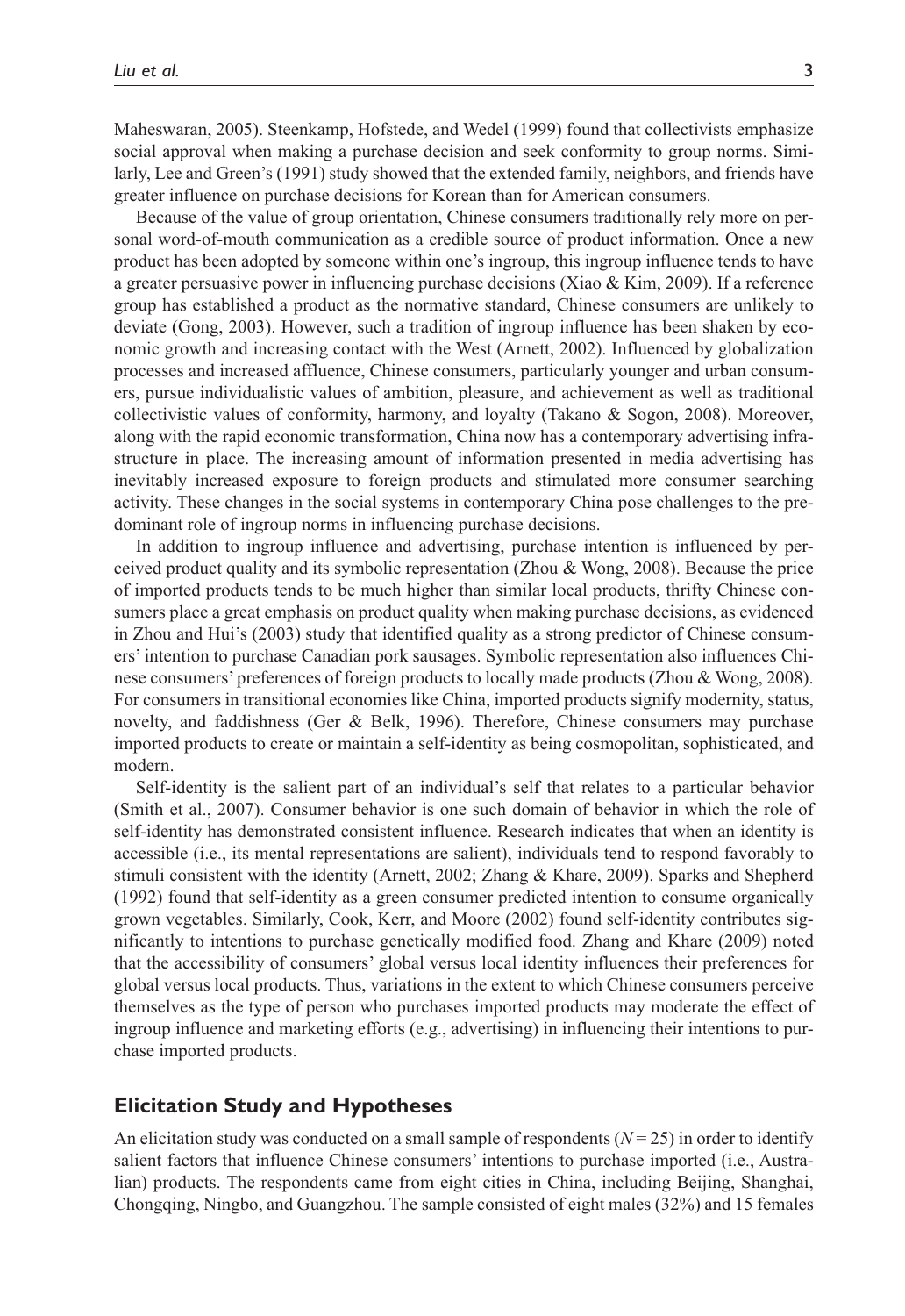Maheswaran, 2005). Steenkamp, Hofstede, and Wedel (1999) found that collectivists emphasize social approval when making a purchase decision and seek conformity to group norms. Similarly, Lee and Green's (1991) study showed that the extended family, neighbors, and friends have greater influence on purchase decisions for Korean than for American consumers.

Because of the value of group orientation, Chinese consumers traditionally rely more on personal word-of-mouth communication as a credible source of product information. Once a new product has been adopted by someone within one's ingroup, this ingroup influence tends to have a greater persuasive power in influencing purchase decisions (Xiao & Kim, 2009). If a reference group has established a product as the normative standard, Chinese consumers are unlikely to deviate (Gong, 2003). However, such a tradition of ingroup influence has been shaken by economic growth and increasing contact with the West (Arnett, 2002). Influenced by globalization processes and increased affluence, Chinese consumers, particularly younger and urban consumers, pursue individualistic values of ambition, pleasure, and achievement as well as traditional collectivistic values of conformity, harmony, and loyalty (Takano & Sogon, 2008). Moreover, along with the rapid economic transformation, China now has a contemporary advertising infrastructure in place. The increasing amount of information presented in media advertising has inevitably increased exposure to foreign products and stimulated more consumer searching activity. These changes in the social systems in contemporary China pose challenges to the predominant role of ingroup norms in influencing purchase decisions.

In addition to ingroup influence and advertising, purchase intention is influenced by perceived product quality and its symbolic representation (Zhou & Wong, 2008). Because the price of imported products tends to be much higher than similar local products, thrifty Chinese consumers place a great emphasis on product quality when making purchase decisions, as evidenced in Zhou and Hui's (2003) study that identified quality as a strong predictor of Chinese consumers' intention to purchase Canadian pork sausages. Symbolic representation also influences Chinese consumers' preferences of foreign products to locally made products (Zhou & Wong, 2008). For consumers in transitional economies like China, imported products signify modernity, status, novelty, and faddishness (Ger & Belk, 1996). Therefore, Chinese consumers may purchase imported products to create or maintain a self-identity as being cosmopolitan, sophisticated, and modern.

Self-identity is the salient part of an individual's self that relates to a particular behavior (Smith et al., 2007). Consumer behavior is one such domain of behavior in which the role of self-identity has demonstrated consistent influence. Research indicates that when an identity is accessible (i.e., its mental representations are salient), individuals tend to respond favorably to stimuli consistent with the identity (Arnett, 2002; Zhang & Khare, 2009). Sparks and Shepherd (1992) found that self-identity as a green consumer predicted intention to consume organically grown vegetables. Similarly, Cook, Kerr, and Moore (2002) found self-identity contributes significantly to intentions to purchase genetically modified food. Zhang and Khare (2009) noted that the accessibility of consumers' global versus local identity influences their preferences for global versus local products. Thus, variations in the extent to which Chinese consumers perceive themselves as the type of person who purchases imported products may moderate the effect of ingroup influence and marketing efforts (e.g., advertising) in influencing their intentions to purchase imported products.

## Elicitation Study and Hypotheses

An elicitation study was conducted on a small sample of respondents ($N = 25$) in order to identify salient factors that influence Chinese consumers' intentions to purchase imported (i.e., Australian) products. The respondents came from eight cities in China, including Beijing, Shanghai, Chongqing, Ningbo, and Guangzhou. The sample consisted of eight males (32%) and 15 females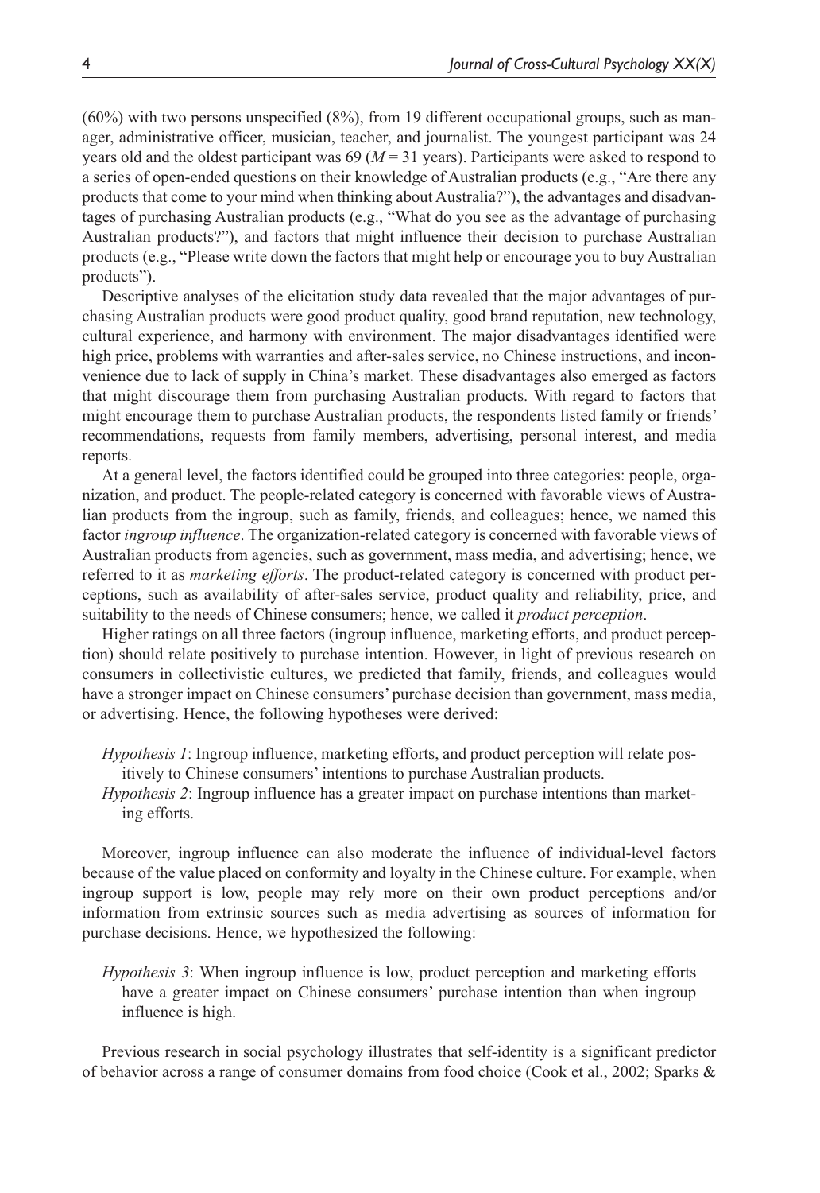(60%) with two persons unspecified (8%), from 19 different occupational groups, such as manager, administrative officer, musician, teacher, and journalist. The youngest participant was 24 years old and the oldest participant was 69 ($M = 31$ years). Participants were asked to respond to a series of open-ended questions on their knowledge of Australian products (e.g., "Are there any products that come to your mind when thinking about Australia?"), the advantages and disadvantages of purchasing Australian products (e.g., "What do you see as the advantage of purchasing Australian products?"), and factors that might influence their decision to purchase Australian products (e.g., "Please write down the factors that might help or encourage you to buy Australian products").

Descriptive analyses of the elicitation study data revealed that the major advantages of purchasing Australian products were good product quality, good brand reputation, new technology, cultural experience, and harmony with environment. The major disadvantages identified were high price, problems with warranties and after-sales service, no Chinese instructions, and inconvenience due to lack of supply in China's market. These disadvantages also emerged as factors that might discourage them from purchasing Australian products. With regard to factors that might encourage them to purchase Australian products, the respondents listed family or friends' recommendations, requests from family members, advertising, personal interest, and media reports.

At a general level, the factors identified could be grouped into three categories: people, organization, and product. The people-related category is concerned with favorable views of Australian products from the ingroup, such as family, friends, and colleagues; hence, we named this factor *ingroup influence*. The organization-related category is concerned with favorable views of Australian products from agencies, such as government, mass media, and advertising; hence, we referred to it as *marketing efforts*. The product-related category is concerned with product perceptions, such as availability of after-sales service, product quality and reliability, price, and suitability to the needs of Chinese consumers; hence, we called it *product perception*.

Higher ratings on all three factors (ingroup influence, marketing efforts, and product perception) should relate positively to purchase intention. However, in light of previous research on consumers in collectivistic cultures, we predicted that family, friends, and colleagues would have a stronger impact on Chinese consumers' purchase decision than government, mass media, or advertising. Hence, the following hypotheses were derived:

*Hypothesis 1*: Ingroup influence, marketing efforts, and product perception will relate positively to Chinese consumers' intentions to purchase Australian products.

*Hypothesis 2*: Ingroup influence has a greater impact on purchase intentions than marketing efforts.

Moreover, ingroup influence can also moderate the influence of individual-level factors because of the value placed on conformity and loyalty in the Chinese culture. For example, when ingroup support is low, people may rely more on their own product perceptions and/or information from extrinsic sources such as media advertising as sources of information for purchase decisions. Hence, we hypothesized the following:

*Hypothesis 3*: When ingroup influence is low, product perception and marketing efforts have a greater impact on Chinese consumers' purchase intention than when ingroup influence is high.

Previous research in social psychology illustrates that self-identity is a significant predictor of behavior across a range of consumer domains from food choice (Cook et al., 2002; Sparks &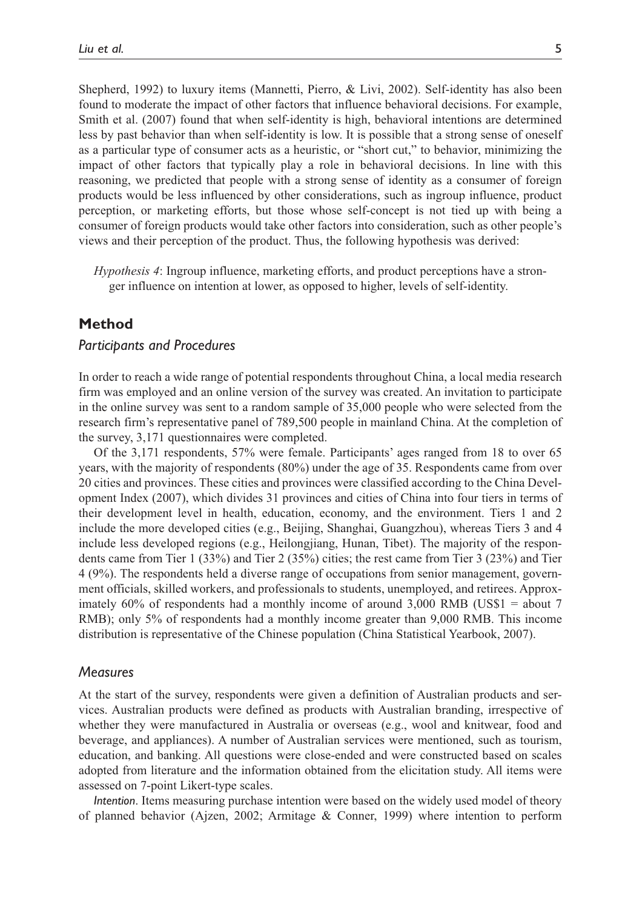Shepherd, 1992) to luxury items (Mannetti, Pierro, & Livi, 2002). Self-identity has also been found to moderate the impact of other factors that influence behavioral decisions. For example, Smith et al. (2007) found that when self-identity is high, behavioral intentions are determined less by past behavior than when self-identity is low. It is possible that a strong sense of oneself as a particular type of consumer acts as a heuristic, or "short cut," to behavior, minimizing the impact of other factors that typically play a role in behavioral decisions. In line with this reasoning, we predicted that people with a strong sense of identity as a consumer of foreign products would be less influenced by other considerations, such as ingroup influence, product perception, or marketing efforts, but those whose self-concept is not tied up with being a consumer of foreign products would take other factors into consideration, such as other people's views and their perception of the product. Thus, the following hypothesis was derived:

> *Hypothesis 4*: Ingroup influence, marketing efforts, and product perceptions have a stronger influence on intention at lower, as opposed to higher, levels of self-identity.

## Method

### *Participants and Procedures*

In order to reach a wide range of potential respondents throughout China, a local media research firm was employed and an online version of the survey was created. An invitation to participate in the online survey was sent to a random sample of 35,000 people who were selected from the research firm's representative panel of 789,500 people in mainland China. At the completion of the survey, 3,171 questionnaires were completed.

Of the 3,171 respondents, 57% were female. Participants' ages ranged from 18 to over 65 years, with the majority of respondents (80%) under the age of 35. Respondents came from over 20 cities and provinces. These cities and provinces were classified according to the China Development Index (2007), which divides 31 provinces and cities of China into four tiers in terms of their development level in health, education, economy, and the environment. Tiers 1 and 2 include the more developed cities (e.g., Beijing, Shanghai, Guangzhou), whereas Tiers 3 and 4 include less developed regions (e.g., Heilongjiang, Hunan, Tibet). The majority of the respondents came from Tier 1 (33%) and Tier 2 (35%) cities; the rest came from Tier 3 (23%) and Tier 4 (9%). The respondents held a diverse range of occupations from senior management, government officials, skilled workers, and professionals to students, unemployed, and retirees. Approximately 60% of respondents had a monthly income of around 3,000 RMB (US$1 = about 7 RMB); only 5% of respondents had a monthly income greater than 9,000 RMB. This income distribution is representative of the Chinese population (China Statistical Yearbook, 2007).

### *Measures*

At the start of the survey, respondents were given a definition of Australian products and services. Australian products were defined as products with Australian branding, irrespective of whether they were manufactured in Australia or overseas (e.g., wool and knitwear, food and beverage, and appliances). A number of Australian services were mentioned, such as tourism, education, and banking. All questions were close-ended and were constructed based on scales adopted from literature and the information obtained from the elicitation study. All items were assessed on 7-point Likert-type scales.

*Intention*. Items measuring purchase intention were based on the widely used model of theory of planned behavior (Ajzen, 2002; Armitage & Conner, 1999) where intention to perform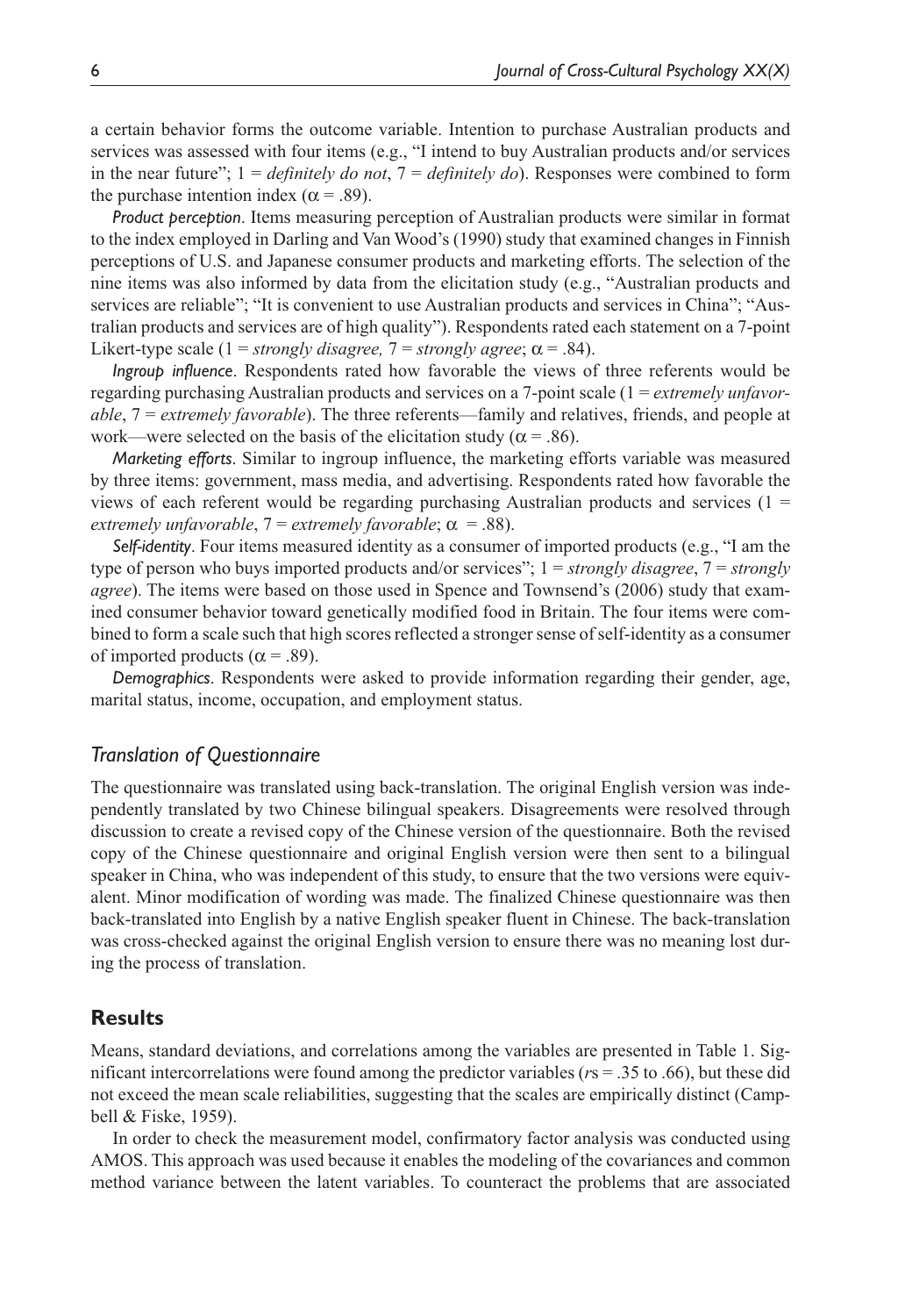a certain behavior forms the outcome variable. Intention to purchase Australian products and services was assessed with four items (e.g., "I intend to buy Australian products and/or services in the near future"; 1 = *definitely do not*, 7 = *definitely do*). Responses were combined to form the purchase intention index ($\alpha = .89$).

*Product perception*. Items measuring perception of Australian products were similar in format to the index employed in Darling and Van Wood's (1990) study that examined changes in Finnish perceptions of U.S. and Japanese consumer products and marketing efforts. The selection of the nine items was also informed by data from the elicitation study (e.g., "Australian products and services are reliable"; "It is convenient to use Australian products and services in China"; "Australian products and services are of high quality"). Respondents rated each statement on a 7-point Likert-type scale (1 = *strongly disagree,* 7 = *strongly agree*; $\alpha = .84$).

*Ingroup influence*. Respondents rated how favorable the views of three referents would be regarding purchasing Australian products and services on a 7-point scale (1 = *extremely unfavorable*, 7 = *extremely favorable*). The three referents—family and relatives, friends, and people at work—were selected on the basis of the elicitation study ($\alpha = .86$).

*Marketing efforts*. Similar to ingroup influence, the marketing efforts variable was measured by three items: government, mass media, and advertising. Respondents rated how favorable the views of each referent would be regarding purchasing Australian products and services (1 = *extremely unfavorable*, 7 = *extremely favorable*; $\alpha = .88$).

*Self-identity*. Four items measured identity as a consumer of imported products (e.g., "I am the type of person who buys imported products and/or services"; 1 = *strongly disagree*, 7 = *strongly agree*). The items were based on those used in Spence and Townsend's (2006) study that examined consumer behavior toward genetically modified food in Britain. The four items were combined to form a scale such that high scores reflected a stronger sense of self-identity as a consumer of imported products ($\alpha = .89$).

*Demographics*. Respondents were asked to provide information regarding their gender, age, marital status, income, occupation, and employment status.

### *Translation of Questionnaire*

The questionnaire was translated using back-translation. The original English version was independently translated by two Chinese bilingual speakers. Disagreements were resolved through discussion to create a revised copy of the Chinese version of the questionnaire. Both the revised copy of the Chinese questionnaire and original English version were then sent to a bilingual speaker in China, who was independent of this study, to ensure that the two versions were equivalent. Minor modification of wording was made. The finalized Chinese questionnaire was then back-translated into English by a native English speaker fluent in Chinese. The back-translation was cross-checked against the original English version to ensure there was no meaning lost during the process of translation.

## Results

Means, standard deviations, and correlations among the variables are presented in Table 1. Significant intercorrelations were found among the predictor variables (*r*s = .35 to .66), but these did not exceed the mean scale reliabilities, suggesting that the scales are empirically distinct (Campbell & Fiske, 1959).

In order to check the measurement model, confirmatory factor analysis was conducted using AMOS. This approach was used because it enables the modeling of the covariances and common method variance between the latent variables. To counteract the problems that are associated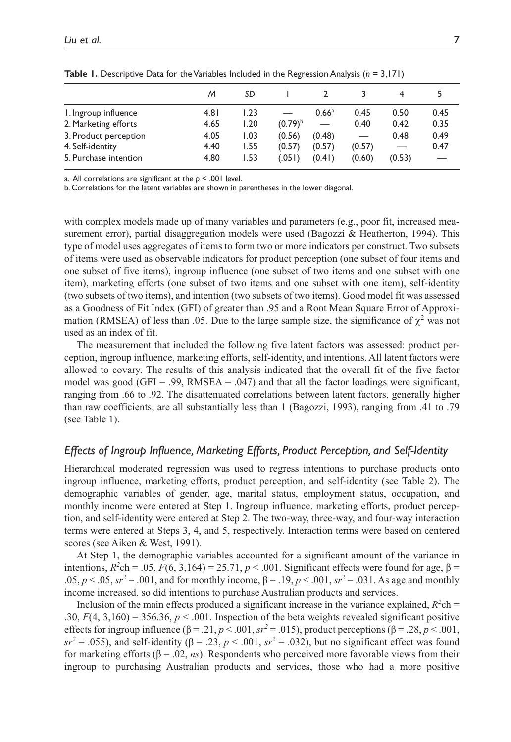**Table 1.** Descriptive Data for the Variables Included in the Regression Analysis (*n* = 3,171)

| | *M* | *SD* | 1 | 2 | 3 | 4 | 5 |
|---|---|---|---|---|---|---|---|
| 1. Ingroup influence | 4.81 | 1.23 | — | 0.66[a] | 0.45 | 0.50 | 0.45 |
| 2. Marketing efforts | 4.65 | 1.20 | (0.79)[b] | — | 0.40 | 0.42 | 0.35 |
| 3. Product perception | 4.05 | 1.03 | (0.56) | (0.48) | — | 0.48 | 0.49 |
| 4. Self-identity | 4.40 | 1.55 | (0.57) | (0.57) | (0.57) | — | 0.47 |
| 5. Purchase intention | 4.80 | 1.53 | (.051) | (0.41) | (0.60) | (0.53) | — |

a. All correlations are significant at the $p < .001$ level.

b. Correlations for the latent variables are shown in parentheses in the lower diagonal.

with complex models made up of many variables and parameters (e.g., poor fit, increased measurement error), partial disaggregation models were used (Bagozzi & Heatherton, 1994). This type of model uses aggregates of items to form two or more indicators per construct. Two subsets of items were used as observable indicators for product perception (one subset of four items and one subset of five items), ingroup influence (one subset of two items and one subset with one item), marketing efforts (one subset of two items and one subset with one item), self-identity (two subsets of two items), and intention (two subsets of two items). Good model fit was assessed as a Goodness of Fit Index (GFI) of greater than .95 and a Root Mean Square Error of Approximation (RMSEA) of less than .05. Due to the large sample size, the significance of $\chi^2$ was not used as an index of fit.

The measurement that included the following five latent factors was assessed: product perception, ingroup influence, marketing efforts, self-identity, and intentions. All latent factors were allowed to covary. The results of this analysis indicated that the overall fit of the five factor model was good (GFI = .99, RMSEA = .047) and that all the factor loadings were significant, ranging from .66 to .92. The disattenuated correlations between latent factors, generally higher than raw coefficients, are all substantially less than 1 (Bagozzi, 1993), ranging from .41 to .79 (see Table 1).

### *Effects of Ingroup Influence, Marketing Efforts, Product Perception, and Self-Identity*

Hierarchical moderated regression was used to regress intentions to purchase products onto ingroup influence, marketing efforts, product perception, and self-identity (see Table 2). The demographic variables of gender, age, marital status, employment status, occupation, and monthly income were entered at Step 1. Ingroup influence, marketing efforts, product perception, and self-identity were entered at Step 2. The two-way, three-way, and four-way interaction terms were entered at Steps 3, 4, and 5, respectively. Interaction terms were based on centered scores (see Aiken & West, 1991).

At Step 1, the demographic variables accounted for a significant amount of the variance in intentions, $R^2$ch = .05, $F(6, 3{,}164) = 25.71$, $p < .001$. Significant effects were found for age, $\beta = .05$, $p < .05$, $sr^2 = .001$, and for monthly income, $\beta = .19$, $p < .001$, $sr^2 = .031$. As age and monthly income increased, so did intentions to purchase Australian products and services.

Inclusion of the main effects produced a significant increase in the variance explained, $R^2$ch = .30, $F(4, 3{,}160) = 356.36$, $p < .001$. Inspection of the beta weights revealed significant positive effects for ingroup influence ($\beta = .21$, $p < .001$, $sr^2 = .015$), product perceptions ($\beta = .28$, $p < .001$, $sr^2 = .055$), and self-identity ($\beta = .23$, $p < .001$, $sr^2 = .032$), but no significant effect was found for marketing efforts ($\beta = .02$, *ns*). Respondents who perceived more favorable views from their ingroup to purchasing Australian products and services, those who had a more positive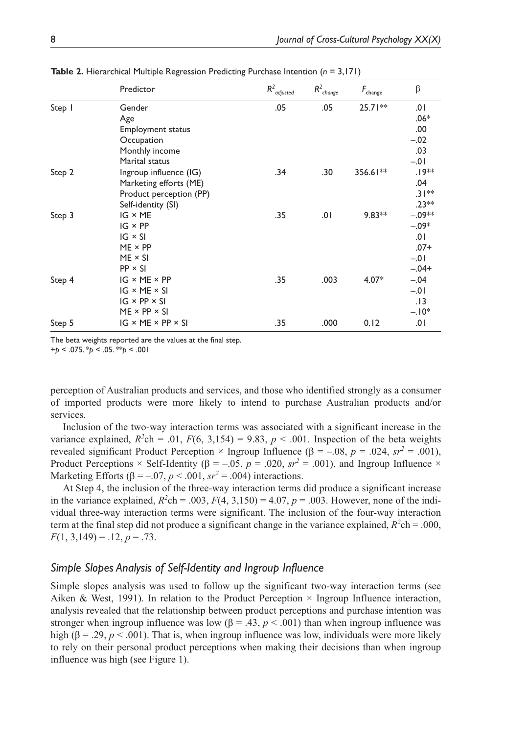**Table 2.** Hierarchical Multiple Regression Predicting Purchase Intention (*n* = 3,171)

| | Predictor | $R^2_{adjusted}$ | $R^2_{change}$ | $F_{change}$ | β |
|---|---|---|---|---|---|
| Step 1 | Gender | .05 | .05 | 25.71** | .01 |
| | Age | | | | .06* |
| | Employment status | | | | .00 |
| | Occupation | | | | −.02 |
| | Monthly income | | | | .03 |
| | Marital status | | | | −.01 |
| Step 2 | Ingroup influence (IG) | .34 | .30 | 356.61** | .19** |
| | Marketing efforts (ME) | | | | .04 |
| | Product perception (PP) | | | | .31** |
| | Self-identity (SI) | | | | .23** |
| Step 3 | IG × ME | .35 | .01 | 9.83** | −.09** |
| | IG × PP | | | | −.09* |
| | IG × SI | | | | .01 |
| | ME × PP | | | | .07+ |
| | ME × SI | | | | −.01 |
| | PP × SI | | | | −.04+ |
| Step 4 | IG × ME × PP | .35 | .003 | 4.07* | −.04 |
| | IG × ME × SI | | | | −.01 |
| | IG × PP × SI | | | | .13 |
| | ME × PP × SI | | | | −.10* |
| Step 5 | IG × ME × PP × SI | .35 | .000 | 0.12 | .01 |

The beta weights reported are the values at the final step.
+$p < .075$. *$p < .05$. **$p < .001$

perception of Australian products and services, and those who identified strongly as a consumer of imported products were more likely to intend to purchase Australian products and/or services.

Inclusion of the two-way interaction terms was associated with a significant increase in the variance explained, $R^2$ch = .01, $F(6, 3{,}154) = 9.83$, $p < .001$. Inspection of the beta weights revealed significant Product Perception × Ingroup Influence (β = –.08, $p = .024$, $sr^2 = .001$), Product Perceptions × Self-Identity (β = –.05, $p = .020$, $sr^2 = .001$), and Ingroup Influence × Marketing Efforts (β = –.07, $p < .001$, $sr^2 = .004$) interactions.

At Step 4, the inclusion of the three-way interaction terms did produce a significant increase in the variance explained, $R^2$ch = .003, $F(4, 3{,}150) = 4.07$, $p = .003$. However, none of the individual three-way interaction terms were significant. The inclusion of the four-way interaction term at the final step did not produce a significant change in the variance explained, $R^2$ch = .000, $F(1, 3{,}149) = .12$, $p = .73$.

### *Simple Slopes Analysis of Self-Identity and Ingroup Influence*

Simple slopes analysis was used to follow up the significant two-way interaction terms (see Aiken & West, 1991). In relation to the Product Perception × Ingroup Influence interaction, analysis revealed that the relationship between product perceptions and purchase intention was stronger when ingroup influence was low (β = .43, $p < .001$) than when ingroup influence was high (β = .29, $p < .001$). That is, when ingroup influence was low, individuals were more likely to rely on their personal product perceptions when making their decisions than when ingroup influence was high (see Figure 1).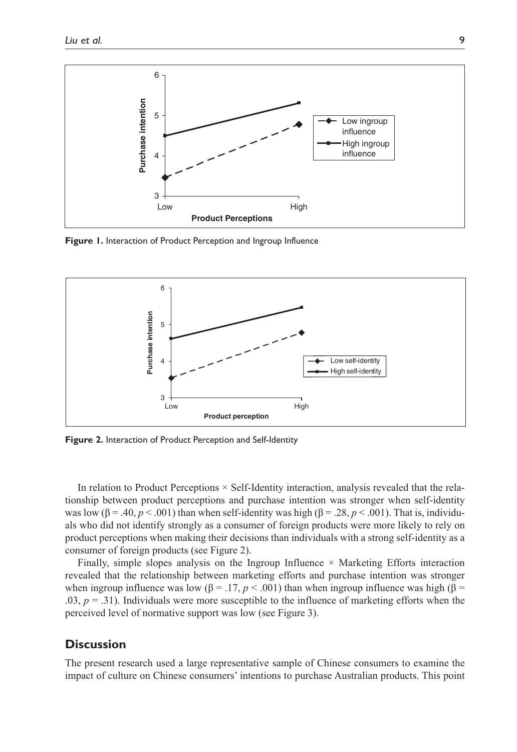Figure 1. Interaction of Product Perception and Ingroup Influence

Figure 2. Interaction of Product Perception and Self-Identity

In relation to Product Perceptions × Self-Identity interaction, analysis revealed that the relationship between product perceptions and purchase intention was stronger when self-identity was low ($\beta = .40$, $p < .001$) than when self-identity was high ($\beta = .28$, $p < .001$). That is, individuals who did not identify strongly as a consumer of foreign products were more likely to rely on product perceptions when making their decisions than individuals with a strong self-identity as a consumer of foreign products (see Figure 2).

Finally, simple slopes analysis on the Ingroup Influence × Marketing Efforts interaction revealed that the relationship between marketing efforts and purchase intention was stronger when ingroup influence was low ($\beta = .17$, $p < .001$) than when ingroup influence was high ($\beta = .03$, $p = .31$). Individuals were more susceptible to the influence of marketing efforts when the perceived level of normative support was low (see Figure 3).

## Discussion

The present research used a large representative sample of Chinese consumers to examine the impact of culture on Chinese consumers' intentions to purchase Australian products. This point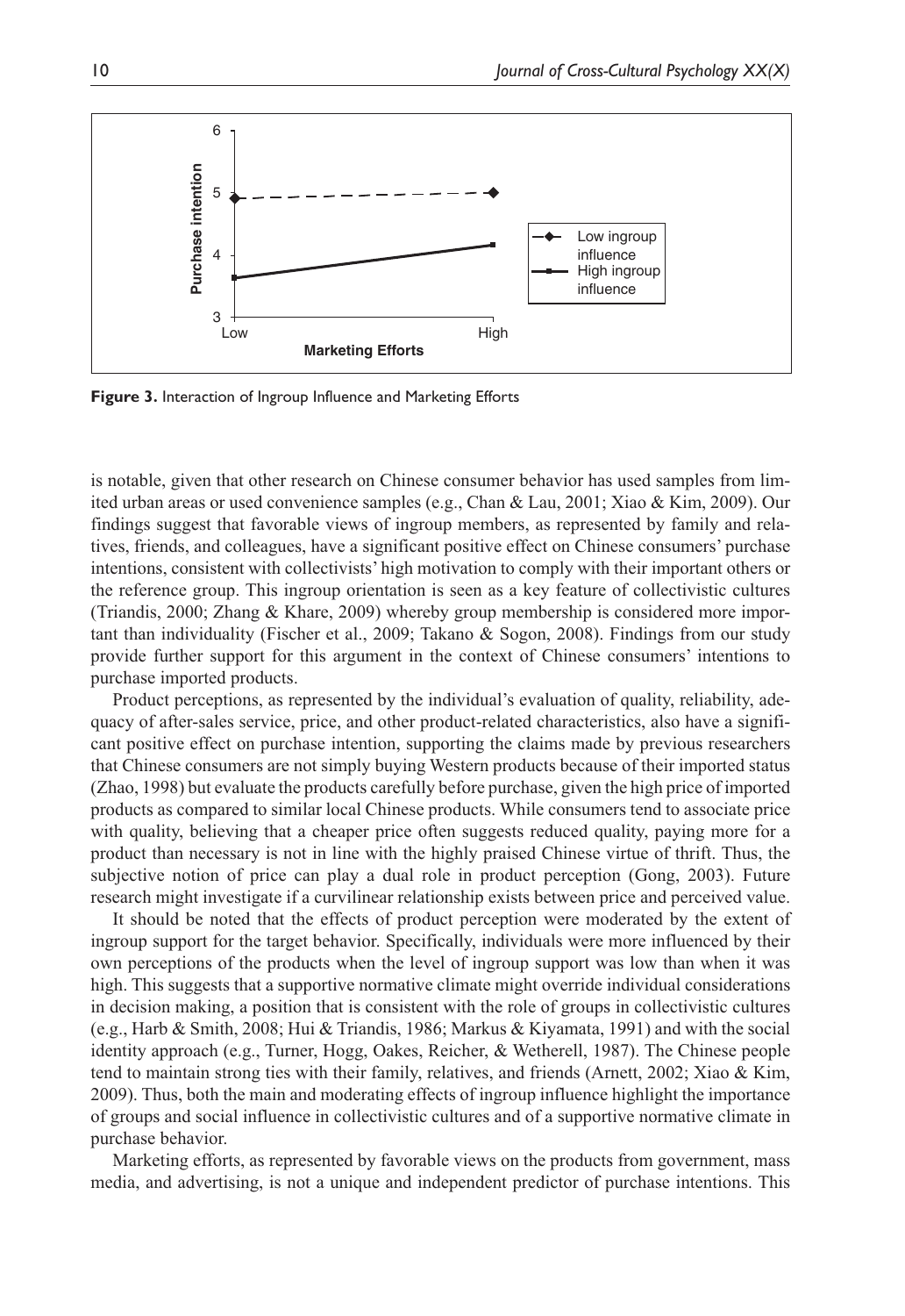**Figure 3.** Interaction of Ingroup Influence and Marketing Efforts

is notable, given that other research on Chinese consumer behavior has used samples from limited urban areas or used convenience samples (e.g., Chan & Lau, 2001; Xiao & Kim, 2009). Our findings suggest that favorable views of ingroup members, as represented by family and relatives, friends, and colleagues, have a significant positive effect on Chinese consumers' purchase intentions, consistent with collectivists' high motivation to comply with their important others or the reference group. This ingroup orientation is seen as a key feature of collectivistic cultures (Triandis, 2000; Zhang & Khare, 2009) whereby group membership is considered more important than individuality (Fischer et al., 2009; Takano & Sogon, 2008). Findings from our study provide further support for this argument in the context of Chinese consumers' intentions to purchase imported products.

Product perceptions, as represented by the individual's evaluation of quality, reliability, adequacy of after-sales service, price, and other product-related characteristics, also have a significant positive effect on purchase intention, supporting the claims made by previous researchers that Chinese consumers are not simply buying Western products because of their imported status (Zhao, 1998) but evaluate the products carefully before purchase, given the high price of imported products as compared to similar local Chinese products. While consumers tend to associate price with quality, believing that a cheaper price often suggests reduced quality, paying more for a product than necessary is not in line with the highly praised Chinese virtue of thrift. Thus, the subjective notion of price can play a dual role in product perception (Gong, 2003). Future research might investigate if a curvilinear relationship exists between price and perceived value.

It should be noted that the effects of product perception were moderated by the extent of ingroup support for the target behavior. Specifically, individuals were more influenced by their own perceptions of the products when the level of ingroup support was low than when it was high. This suggests that a supportive normative climate might override individual considerations in decision making, a position that is consistent with the role of groups in collectivistic cultures (e.g., Harb & Smith, 2008; Hui & Triandis, 1986; Markus & Kiyamata, 1991) and with the social identity approach (e.g., Turner, Hogg, Oakes, Reicher, & Wetherell, 1987). The Chinese people tend to maintain strong ties with their family, relatives, and friends (Arnett, 2002; Xiao & Kim, 2009). Thus, both the main and moderating effects of ingroup influence highlight the importance of groups and social influence in collectivistic cultures and of a supportive normative climate in purchase behavior.

Marketing efforts, as represented by favorable views on the products from government, mass media, and advertising, is not a unique and independent predictor of purchase intentions. This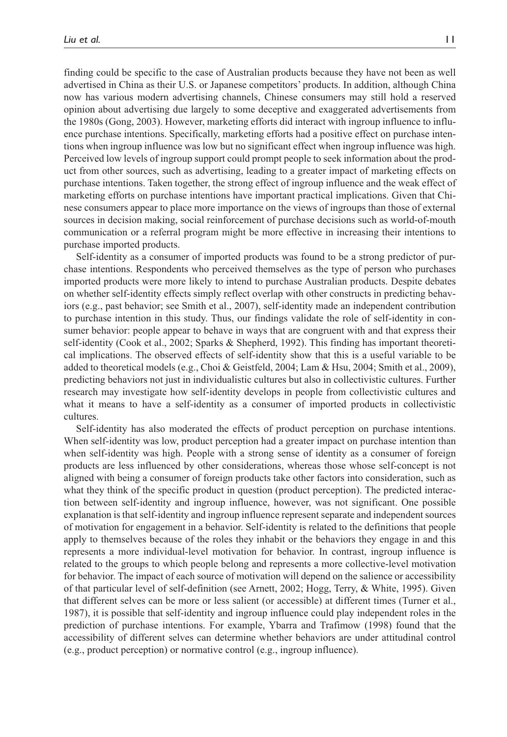finding could be specific to the case of Australian products because they have not been as well advertised in China as their U.S. or Japanese competitors' products. In addition, although China now has various modern advertising channels, Chinese consumers may still hold a reserved opinion about advertising due largely to some deceptive and exaggerated advertisements from the 1980s (Gong, 2003). However, marketing efforts did interact with ingroup influence to influence purchase intentions. Specifically, marketing efforts had a positive effect on purchase intentions when ingroup influence was low but no significant effect when ingroup influence was high. Perceived low levels of ingroup support could prompt people to seek information about the product from other sources, such as advertising, leading to a greater impact of marketing effects on purchase intentions. Taken together, the strong effect of ingroup influence and the weak effect of marketing efforts on purchase intentions have important practical implications. Given that Chinese consumers appear to place more importance on the views of ingroups than those of external sources in decision making, social reinforcement of purchase decisions such as world-of-mouth communication or a referral program might be more effective in increasing their intentions to purchase imported products.

Self-identity as a consumer of imported products was found to be a strong predictor of purchase intentions. Respondents who perceived themselves as the type of person who purchases imported products were more likely to intend to purchase Australian products. Despite debates on whether self-identity effects simply reflect overlap with other constructs in predicting behaviors (e.g., past behavior; see Smith et al., 2007), self-identity made an independent contribution to purchase intention in this study. Thus, our findings validate the role of self-identity in consumer behavior: people appear to behave in ways that are congruent with and that express their self-identity (Cook et al., 2002; Sparks & Shepherd, 1992). This finding has important theoretical implications. The observed effects of self-identity show that this is a useful variable to be added to theoretical models (e.g., Choi & Geistfeld, 2004; Lam & Hsu, 2004; Smith et al., 2009), predicting behaviors not just in individualistic cultures but also in collectivistic cultures. Further research may investigate how self-identity develops in people from collectivistic cultures and what it means to have a self-identity as a consumer of imported products in collectivistic cultures.

Self-identity has also moderated the effects of product perception on purchase intentions. When self-identity was low, product perception had a greater impact on purchase intention than when self-identity was high. People with a strong sense of identity as a consumer of foreign products are less influenced by other considerations, whereas those whose self-concept is not aligned with being a consumer of foreign products take other factors into consideration, such as what they think of the specific product in question (product perception). The predicted interaction between self-identity and ingroup influence, however, was not significant. One possible explanation is that self-identity and ingroup influence represent separate and independent sources of motivation for engagement in a behavior. Self-identity is related to the definitions that people apply to themselves because of the roles they inhabit or the behaviors they engage in and this represents a more individual-level motivation for behavior. In contrast, ingroup influence is related to the groups to which people belong and represents a more collective-level motivation for behavior. The impact of each source of motivation will depend on the salience or accessibility of that particular level of self-definition (see Arnett, 2002; Hogg, Terry, & White, 1995). Given that different selves can be more or less salient (or accessible) at different times (Turner et al., 1987), it is possible that self-identity and ingroup influence could play independent roles in the prediction of purchase intentions. For example, Ybarra and Trafimow (1998) found that the accessibility of different selves can determine whether behaviors are under attitudinal control (e.g., product perception) or normative control (e.g., ingroup influence).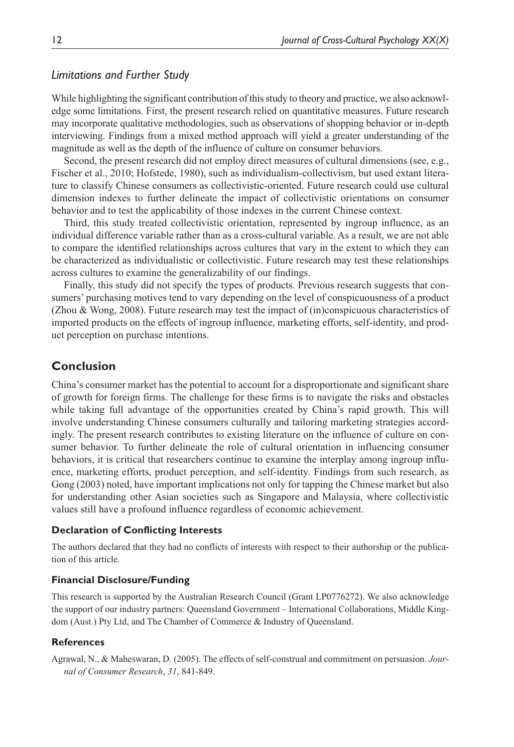### *Limitations and Further Study*

While highlighting the significant contribution of this study to theory and practice, we also acknowledge some limitations. First, the present research relied on quantitative measures. Future research may incorporate qualitative methodologies, such as observations of shopping behavior or in-depth interviewing. Findings from a mixed method approach will yield a greater understanding of the magnitude as well as the depth of the influence of culture on consumer behaviors.

Second, the present research did not employ direct measures of cultural dimensions (see, e.g., Fischer et al., 2010; Hofstede, 1980), such as individualism-collectivism, but used extant literature to classify Chinese consumers as collectivistic-oriented. Future research could use cultural dimension indexes to further delineate the impact of collectivistic orientations on consumer behavior and to test the applicability of those indexes in the current Chinese context.

Third, this study treated collectivistic orientation, represented by ingroup influence, as an individual difference variable rather than as a cross-cultural variable. As a result, we are not able to compare the identified relationships across cultures that vary in the extent to which they can be characterized as individualistic or collectivistic. Future research may test these relationships across cultures to examine the generalizability of our findings.

Finally, this study did not specify the types of products. Previous research suggests that consumers' purchasing motives tend to vary depending on the level of conspicuousness of a product (Zhou & Wong, 2008). Future research may test the impact of (in)conspicuous characteristics of imported products on the effects of ingroup influence, marketing efforts, self-identity, and product perception on purchase intentions.

## Conclusion

China's consumer market has the potential to account for a disproportionate and significant share of growth for foreign firms. The challenge for these firms is to navigate the risks and obstacles while taking full advantage of the opportunities created by China's rapid growth. This will involve understanding Chinese consumers culturally and tailoring marketing strategies accordingly. The present research contributes to existing literature on the influence of culture on consumer behavior. To further delineate the role of cultural orientation in influencing consumer behaviors, it is critical that researchers continue to examine the interplay among ingroup influence, marketing efforts, product perception, and self-identity. Findings from such research, as Gong (2003) noted, have important implications not only for tapping the Chinese market but also for understanding other Asian societies such as Singapore and Malaysia, where collectivistic values still have a profound influence regardless of economic achievement.

#### Declaration of Conflicting Interests

The authors declared that they had no conflicts of interests with respect to their authorship or the publication of this article.

#### Financial Disclosure/Funding

This research is supported by the Australian Research Council (Grant LP0776272). We also acknowledge the support of our industry partners: Queensland Government – International Collaborations, Middle Kingdom (Aust.) Pty Ltd, and The Chamber of Commerce & Industry of Queensland.

#### References

Agrawal, N., & Maheswaran, D. (2005). The effects of self-construal and commitment on persuasion. *Journal of Consumer Research*, *31*, 841-849.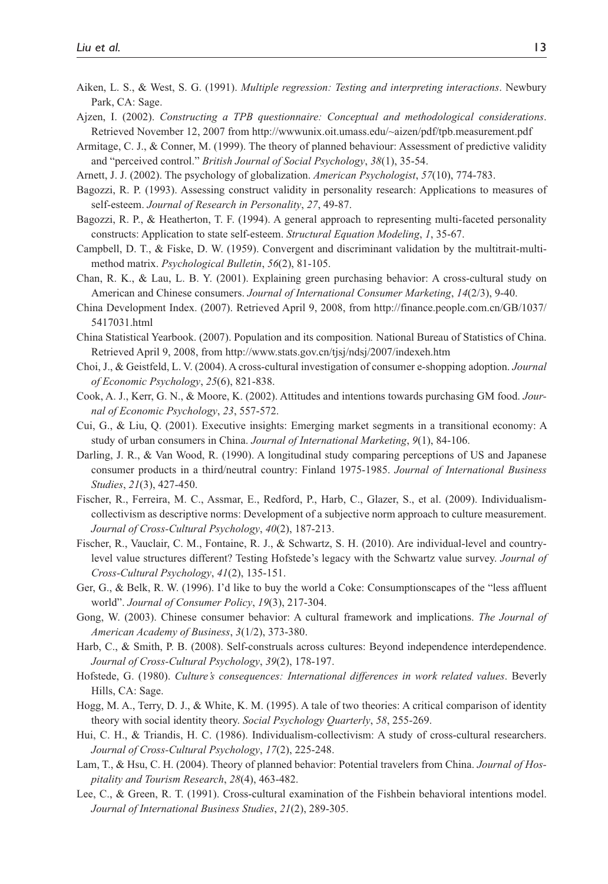Aiken, L. S., & West, S. G. (1991). *Multiple regression: Testing and interpreting interactions*. Newbury Park, CA: Sage.

Ajzen, I. (2002). *Constructing a TPB questionnaire: Conceptual and methodological considerations*. Retrieved November 12, 2007 from http://wwwunix.oit.umass.edu/~aizen/pdf/tpb.measurement.pdf

Armitage, C. J., & Conner, M. (1999). The theory of planned behaviour: Assessment of predictive validity and "perceived control." *British Journal of Social Psychology*, *38*(1), 35-54.

Arnett, J. J. (2002). The psychology of globalization. *American Psychologist*, *57*(10), 774-783.

Bagozzi, R. P. (1993). Assessing construct validity in personality research: Applications to measures of self-esteem. *Journal of Research in Personality*, *27*, 49-87.

Bagozzi, R. P., & Heatherton, T. F. (1994). A general approach to representing multi-faceted personality constructs: Application to state self-esteem. *Structural Equation Modeling*, *1*, 35-67.

Campbell, D. T., & Fiske, D. W. (1959). Convergent and discriminant validation by the multitrait-multimethod matrix. *Psychological Bulletin*, *56*(2), 81-105.

Chan, R. K., & Lau, L. B. Y. (2001). Explaining green purchasing behavior: A cross-cultural study on American and Chinese consumers. *Journal of International Consumer Marketing*, *14*(2/3), 9-40.

China Development Index. (2007). Retrieved April 9, 2008, from http://finance.people.com.cn/GB/1037/5417031.html

China Statistical Yearbook. (2007). Population and its composition*.* National Bureau of Statistics of China. Retrieved April 9, 2008, from http://www.stats.gov.cn/tjsj/ndsj/2007/indexeh.htm

Choi, J., & Geistfeld, L. V. (2004). A cross-cultural investigation of consumer e-shopping adoption. *Journal of Economic Psychology*, *25*(6), 821-838.

Cook, A. J., Kerr, G. N., & Moore, K. (2002). Attitudes and intentions towards purchasing GM food. *Journal of Economic Psychology*, *23*, 557-572.

Cui, G., & Liu, Q. (2001). Executive insights: Emerging market segments in a transitional economy: A study of urban consumers in China. *Journal of International Marketing*, *9*(1), 84-106.

Darling, J. R., & Van Wood, R. (1990). A longitudinal study comparing perceptions of US and Japanese consumer products in a third/neutral country: Finland 1975-1985. *Journal of International Business Studies*, *21*(3), 427-450.

Fischer, R., Ferreira, M. C., Assmar, E., Redford, P., Harb, C., Glazer, S., et al. (2009). Individualism-collectivism as descriptive norms: Development of a subjective norm approach to culture measurement. *Journal of Cross-Cultural Psychology*, *40*(2), 187-213.

Fischer, R., Vauclair, C. M., Fontaine, R. J., & Schwartz, S. H. (2010). Are individual-level and country-level value structures different? Testing Hofstede's legacy with the Schwartz value survey. *Journal of Cross-Cultural Psychology*, *41*(2), 135-151.

Ger, G., & Belk, R. W. (1996). I'd like to buy the world a Coke: Consumptionscapes of the "less affluent world". *Journal of Consumer Policy*, *19*(3), 217-304.

Gong, W. (2003). Chinese consumer behavior: A cultural framework and implications. *The Journal of American Academy of Business*, *3*(1/2), 373-380.

Harb, C., & Smith, P. B. (2008). Self-construals across cultures: Beyond independence interdependence. *Journal of Cross-Cultural Psychology*, *39*(2), 178-197.

Hofstede, G. (1980). *Culture's consequences: International differences in work related values*. Beverly Hills, CA: Sage.

Hogg, M. A., Terry, D. J., & White, K. M. (1995). A tale of two theories: A critical comparison of identity theory with social identity theory. *Social Psychology Quarterly*, *58*, 255-269.

Hui, C. H., & Triandis, H. C. (1986). Individualism-collectivism: A study of cross-cultural researchers. *Journal of Cross-Cultural Psychology*, *17*(2), 225-248.

Lam, T., & Hsu, C. H. (2004). Theory of planned behavior: Potential travelers from China. *Journal of Hospitality and Tourism Research*, *28*(4), 463-482.

Lee, C., & Green, R. T. (1991). Cross-cultural examination of the Fishbein behavioral intentions model. *Journal of International Business Studies*, *21*(2), 289-305.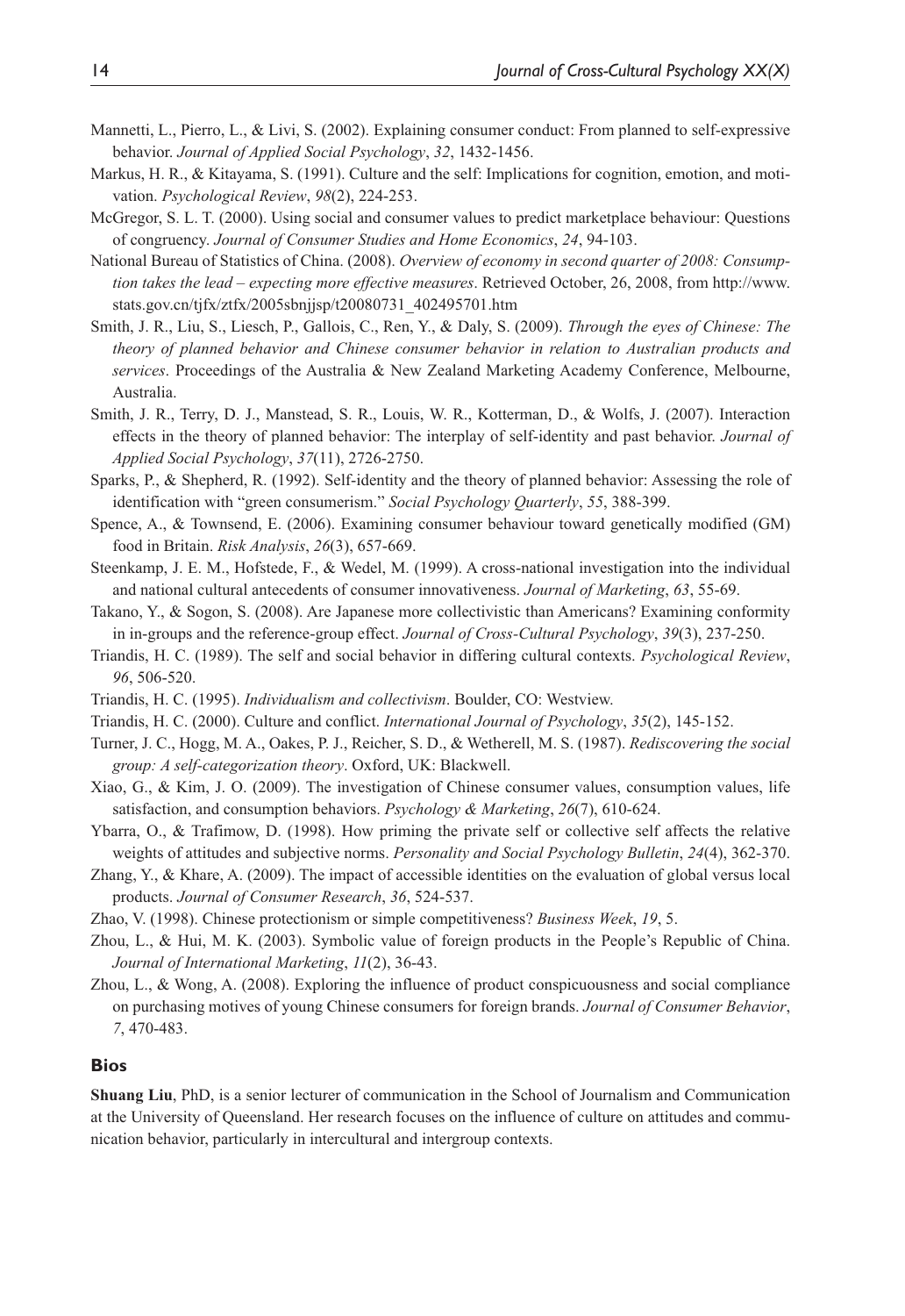Mannetti, L., Pierro, L., & Livi, S. (2002). Explaining consumer conduct: From planned to self-expressive behavior. *Journal of Applied Social Psychology*, *32*, 1432-1456.

Markus, H. R., & Kitayama, S. (1991). Culture and the self: Implications for cognition, emotion, and motivation. *Psychological Review*, *98*(2), 224-253.

McGregor, S. L. T. (2000). Using social and consumer values to predict marketplace behaviour: Questions of congruency. *Journal of Consumer Studies and Home Economics*, *24*, 94-103.

National Bureau of Statistics of China. (2008). *Overview of economy in second quarter of 2008: Consumption takes the lead – expecting more effective measures*. Retrieved October, 26, 2008, from http://www.stats.gov.cn/tjfx/ztfx/2005sbnjjsp/t20080731_402495701.htm

Smith, J. R., Liu, S., Liesch, P., Gallois, C., Ren, Y., & Daly, S. (2009). *Through the eyes of Chinese: The theory of planned behavior and Chinese consumer behavior in relation to Australian products and services*. Proceedings of the Australia & New Zealand Marketing Academy Conference, Melbourne, Australia.

Smith, J. R., Terry, D. J., Manstead, S. R., Louis, W. R., Kotterman, D., & Wolfs, J. (2007). Interaction effects in the theory of planned behavior: The interplay of self-identity and past behavior. *Journal of Applied Social Psychology*, *37*(11), 2726-2750.

Sparks, P., & Shepherd, R. (1992). Self-identity and the theory of planned behavior: Assessing the role of identification with "green consumerism." *Social Psychology Quarterly*, *55*, 388-399.

Spence, A., & Townsend, E. (2006). Examining consumer behaviour toward genetically modified (GM) food in Britain. *Risk Analysis*, *26*(3), 657-669.

Steenkamp, J. E. M., Hofstede, F., & Wedel, M. (1999). A cross-national investigation into the individual and national cultural antecedents of consumer innovativeness. *Journal of Marketing*, *63*, 55-69.

Takano, Y., & Sogon, S. (2008). Are Japanese more collectivistic than Americans? Examining conformity in in-groups and the reference-group effect. *Journal of Cross-Cultural Psychology*, *39*(3), 237-250.

Triandis, H. C. (1989). The self and social behavior in differing cultural contexts. *Psychological Review*, *96*, 506-520.

Triandis, H. C. (1995). *Individualism and collectivism*. Boulder, CO: Westview.

Triandis, H. C. (2000). Culture and conflict. *International Journal of Psychology*, *35*(2), 145-152.

Turner, J. C., Hogg, M. A., Oakes, P. J., Reicher, S. D., & Wetherell, M. S. (1987). *Rediscovering the social group: A self-categorization theory*. Oxford, UK: Blackwell.

Xiao, G., & Kim, J. O. (2009). The investigation of Chinese consumer values, consumption values, life satisfaction, and consumption behaviors. *Psychology & Marketing*, *26*(7), 610-624.

Ybarra, O., & Trafimow, D. (1998). How priming the private self or collective self affects the relative weights of attitudes and subjective norms. *Personality and Social Psychology Bulletin*, *24*(4), 362-370.

Zhang, Y., & Khare, A. (2009). The impact of accessible identities on the evaluation of global versus local products. *Journal of Consumer Research*, *36*, 524-537.

Zhao, V. (1998). Chinese protectionism or simple competitiveness? *Business Week*, *19*, 5.

Zhou, L., & Hui, M. K. (2003). Symbolic value of foreign products in the People's Republic of China. *Journal of International Marketing*, *11*(2), 36-43.

Zhou, L., & Wong, A. (2008). Exploring the influence of product conspicuousness and social compliance on purchasing motives of young Chinese consumers for foreign brands. *Journal of Consumer Behavior*, *7*, 470-483.

## Bios

**Shuang Liu**, PhD, is a senior lecturer of communication in the School of Journalism and Communication at the University of Queensland. Her research focuses on the influence of culture on attitudes and communication behavior, particularly in intercultural and intergroup contexts.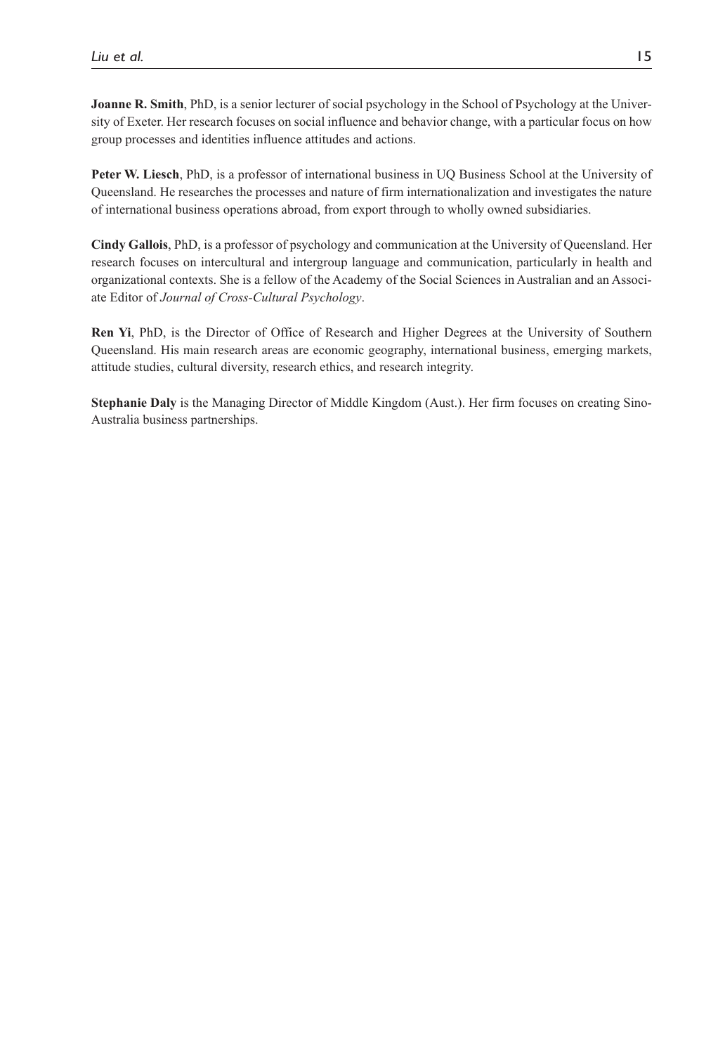**Joanne R. Smith**, PhD, is a senior lecturer of social psychology in the School of Psychology at the University of Exeter. Her research focuses on social influence and behavior change, with a particular focus on how group processes and identities influence attitudes and actions.

**Peter W. Liesch**, PhD, is a professor of international business in UQ Business School at the University of Queensland. He researches the processes and nature of firm internationalization and investigates the nature of international business operations abroad, from export through to wholly owned subsidiaries.

**Cindy Gallois**, PhD, is a professor of psychology and communication at the University of Queensland. Her research focuses on intercultural and intergroup language and communication, particularly in health and organizational contexts. She is a fellow of the Academy of the Social Sciences in Australian and an Associate Editor of *Journal of Cross-Cultural Psychology*.

**Ren Yi**, PhD, is the Director of Office of Research and Higher Degrees at the University of Southern Queensland. His main research areas are economic geography, international business, emerging markets, attitude studies, cultural diversity, research ethics, and research integrity.

**Stephanie Daly** is the Managing Director of Middle Kingdom (Aust.). Her firm focuses on creating Sino-Australia business partnerships.